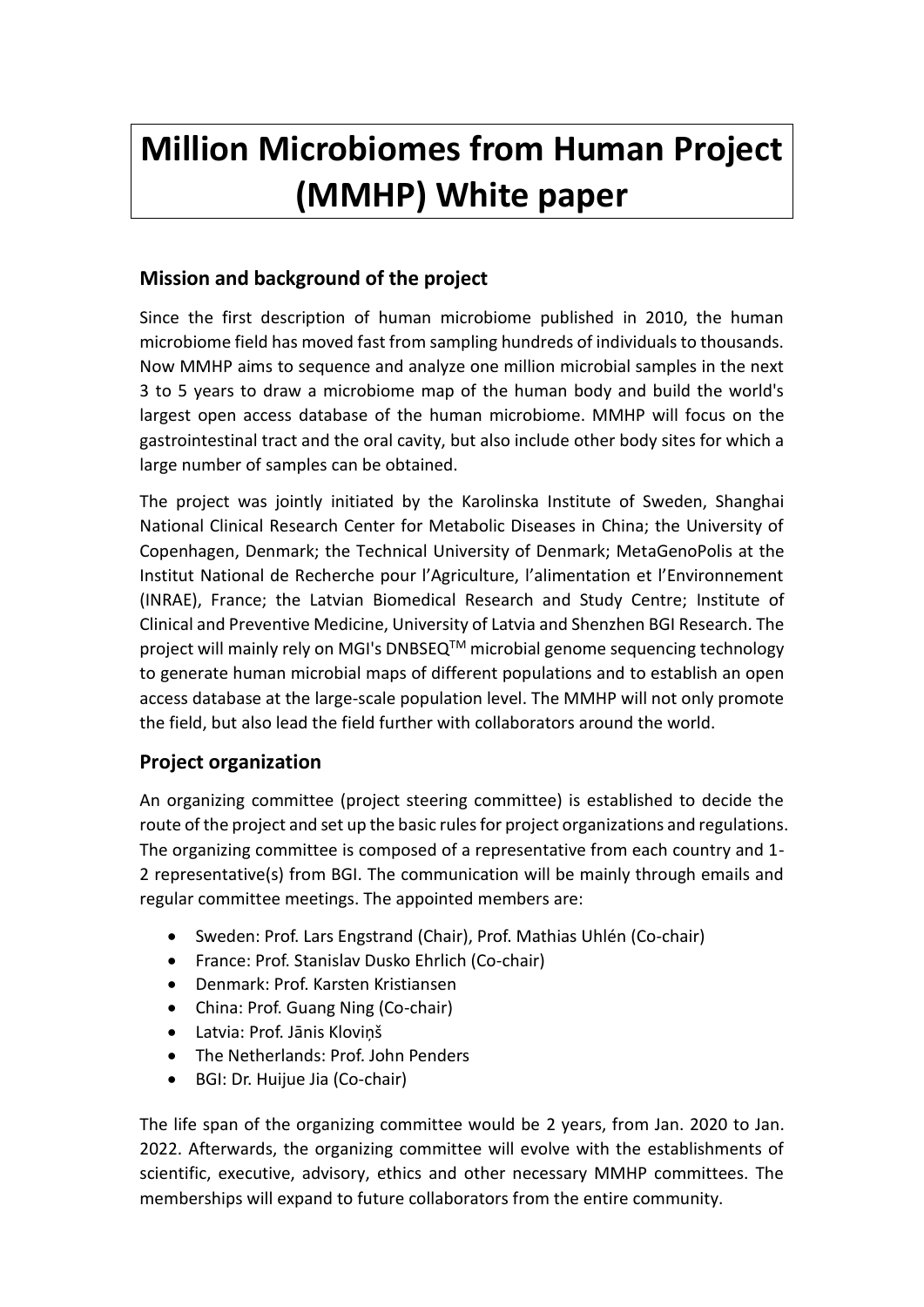# Million Microbiomes from Human Project (MMHP) White paper

## Mission and background of the project

Since the first description of human microbiome published in 2010, the human microbiome field has moved fast from sampling hundreds of individuals to thousands. Now MMHP aims to sequence and analyze one million microbial samples in the next 3 to 5 years to draw a microbiome map of the human body and build the world's largest open access database of the human microbiome. MMHP will focus on the gastrointestinal tract and the oral cavity, but also include other body sites for which a large number of samples can be obtained.

The project was jointly initiated by the Karolinska Institute of Sweden, Shanghai National Clinical Research Center for Metabolic Diseases in China; the University of Copenhagen, Denmark; the Technical University of Denmark; MetaGenoPolis at the Institut National de Recherche pour l'Agriculture, l'alimentation et l'Environnement (INRAE), France; the Latvian Biomedical Research and Study Centre; Institute of Clinical and Preventive Medicine, University of Latvia and Shenzhen BGI Research. The project will mainly rely on MGI's DNBSEQ™ microbial genome sequencing technology to generate human microbial maps of different populations and to establish an open access database at the large-scale population level. The MMHP will not only promote the field, but also lead the field further with collaborators around the world.

## Project organization

An organizing committee (project steering committee) is established to decide the route of the project and set up the basic rules for project organizations and regulations. The organizing committee is composed of a representative from each country and 1-2 representative(s) from BGI. The communication will be mainly through emails and regular committee meetings. The appointed members are:

- Sweden: Prof. Lars Engstrand (Chair), Prof. Mathias Uhlén (Co-chair)
- France: Prof. Stanislav Dusko Ehrlich (Co-chair)
- Denmark: Prof. Karsten Kristiansen
- China: Prof. Guang Ning (Co-chair)
- Latvia: Prof. Jānis Kloviņš
- The Netherlands: Prof. John Penders
- BGI: Dr. Huijue Jia (Co-chair)

The life span of the organizing committee would be 2 years, from Jan. 2020 to Jan. 2022. Afterwards, the organizing committee will evolve with the establishments of scientific, executive, advisory, ethics and other necessary MMHP committees. The memberships will expand to future collaborators from the entire community.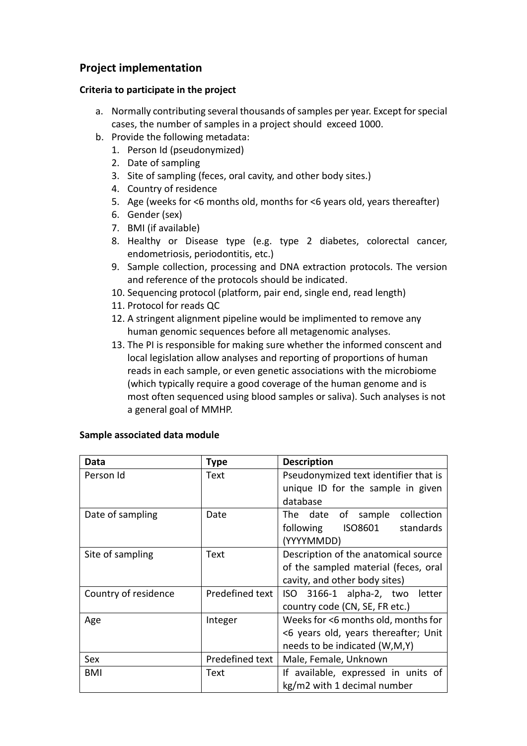## Project implementation

### Criteria to participate in the project

a. Normally contributing several thousands of samples per year. Except for special cases, the number of samples in a project should exceed 1000.
b. Provide the following metadata:
   1. Person Id (pseudonymized)
   2. Date of sampling
   3. Site of sampling (feces, oral cavity, and other body sites.)
   4. Country of residence
   5. Age (weeks for <6 months old, months for <6 years old, years thereafter)
   6. Gender (sex)
   7. BMI (if available)
   8. Healthy or Disease type (e.g. type 2 diabetes, colorectal cancer, endometriosis, periodontitis, etc.)
   9. Sample collection, processing and DNA extraction protocols. The version and reference of the protocols should be indicated.
   10. Sequencing protocol (platform, pair end, single end, read length)
   11. Protocol for reads QC
   12. A stringent alignment pipeline would be implimented to remove any human genomic sequences before all metagenomic analyses.
   13. The PI is responsible for making sure whether the informed conscent and local legislation allow analyses and reporting of proportions of human reads in each sample, or even genetic associations with the microbiome (which typically require a good coverage of the human genome and is most often sequenced using blood samples or saliva). Such analyses is not a general goal of MMHP.

### Sample associated data module

| Data | Type | Description |
|---|---|---|
| Person Id | Text | Pseudonymized text identifier that is unique ID for the sample in given database |
| Date of sampling | Date | The date of sample collection following ISO8601 standards (YYYYMMDD) |
| Site of sampling | Text | Description of the anatomical source of the sampled material (feces, oral cavity, and other body sites) |
| Country of residence | Predefined text | ISO 3166-1 alpha-2, two letter country code (CN, SE, FR etc.) |
| Age | Integer | Weeks for <6 months old, months for <6 years old, years thereafter; Unit needs to be indicated (W,M,Y) |
| Sex | Predefined text | Male, Female, Unknown |
| BMI | Text | If available, expressed in units of kg/m2 with 1 decimal number |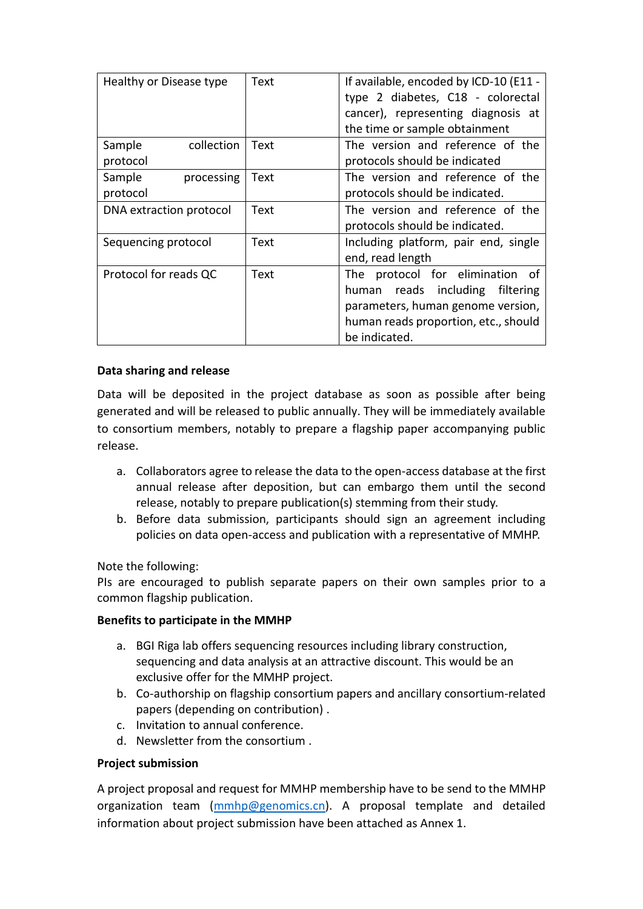| | | |
|---|---|---|
| Healthy or Disease type | Text | If available, encoded by ICD-10 (E11 - type 2 diabetes, C18 - colorectal cancer), representing diagnosis at the time or sample obtainment |
| Sample collection protocol | Text | The version and reference of the protocols should be indicated |
| Sample processing protocol | Text | The version and reference of the protocols should be indicated. |
| DNA extraction protocol | Text | The version and reference of the protocols should be indicated. |
| Sequencing protocol | Text | Including platform, pair end, single end, read length |
| Protocol for reads QC | Text | The protocol for elimination of human reads including filtering parameters, human genome version, human reads proportion, etc., should be indicated. |

**Data sharing and release**

Data will be deposited in the project database as soon as possible after being generated and will be released to public annually. They will be immediately available to consortium members, notably to prepare a flagship paper accompanying public release.

a. Collaborators agree to release the data to the open-access database at the first annual release after deposition, but can embargo them until the second release, notably to prepare publication(s) stemming from their study.
b. Before data submission, participants should sign an agreement including policies on data open-access and publication with a representative of MMHP.

Note the following:
PIs are encouraged to publish separate papers on their own samples prior to a common flagship publication.

**Benefits to participate in the MMHP**

a. BGI Riga lab offers sequencing resources including library construction, sequencing and data analysis at an attractive discount. This would be an exclusive offer for the MMHP project.
b. Co-authorship on flagship consortium papers and ancillary consortium-related papers (depending on contribution) .
c. Invitation to annual conference.
d. Newsletter from the consortium .

**Project submission**

A project proposal and request for MMHP membership have to be send to the MMHP organization team (mmhp@genomics.cn). A proposal template and detailed information about project submission have been attached as Annex 1.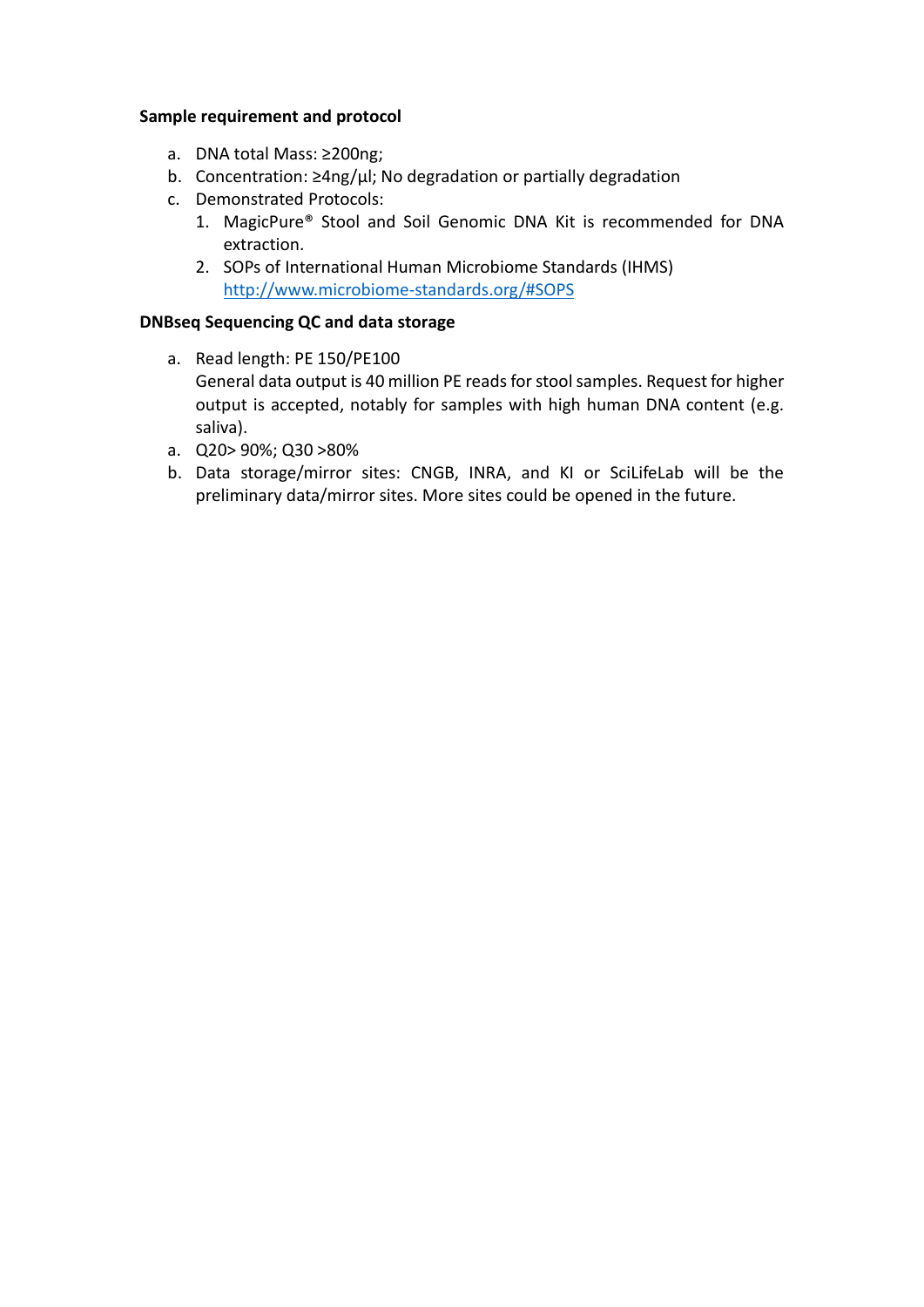**Sample requirement and protocol**

a. DNA total Mass: ≥200ng;
b. Concentration: ≥4ng/µl; No degradation or partially degradation
c. Demonstrated Protocols:
    1. MagicPure® Stool and Soil Genomic DNA Kit is recommended for DNA extraction.
    2. SOPs of International Human Microbiome Standards (IHMS) [http://www.microbiome-standards.org/#SOPS](http://www.microbiome-standards.org/#SOPS)

**DNBseq Sequencing QC and data storage**

a. Read length: PE 150/PE100
   General data output is 40 million PE reads for stool samples. Request for higher output is accepted, notably for samples with high human DNA content (e.g. saliva).
a. Q20> 90%; Q30 >80%
b. Data storage/mirror sites: CNGB, INRA, and KI or SciLifeLab will be the preliminary data/mirror sites. More sites could be opened in the future.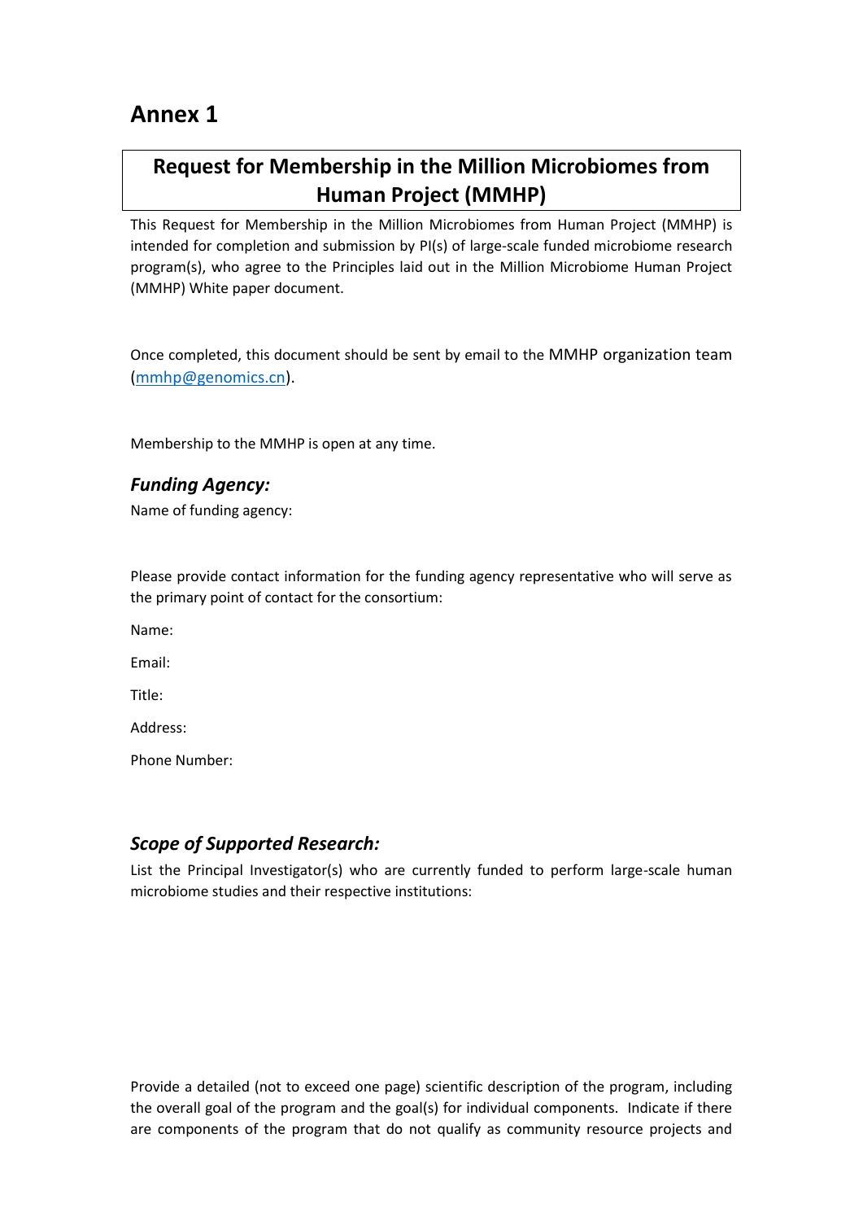# Annex 1

## Request for Membership in the Million Microbiomes from Human Project (MMHP)

This Request for Membership in the Million Microbiomes from Human Project (MMHP) is intended for completion and submission by PI(s) of large-scale funded microbiome research program(s), who agree to the Principles laid out in the Million Microbiome Human Project (MMHP) White paper document.

Once completed, this document should be sent by email to the MMHP organization team (mmhp@genomics.cn).

Membership to the MMHP is open at any time.

### *Funding Agency:*

Name of funding agency:

Please provide contact information for the funding agency representative who will serve as the primary point of contact for the consortium:

Name:

Email:

Title:

Address:

Phone Number:

### *Scope of Supported Research:*

List the Principal Investigator(s) who are currently funded to perform large-scale human microbiome studies and their respective institutions:

Provide a detailed (not to exceed one page) scientific description of the program, including the overall goal of the program and the goal(s) for individual components. Indicate if there are components of the program that do not qualify as community resource projects and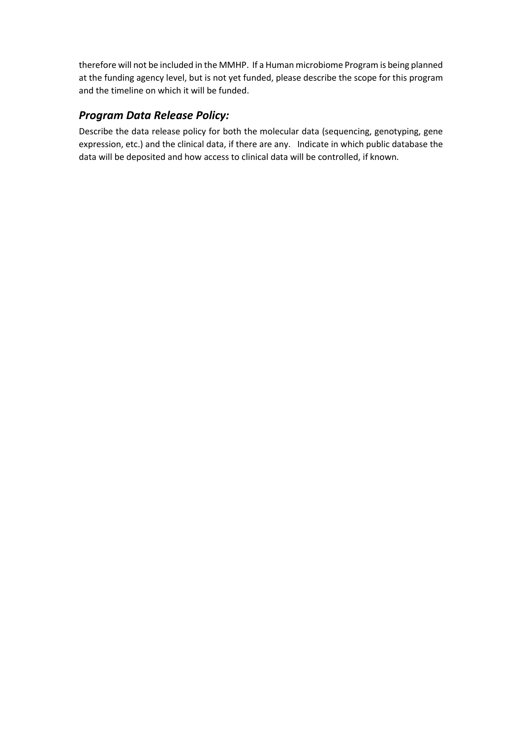therefore will not be included in the MMHP. If a Human microbiome Program is being planned at the funding agency level, but is not yet funded, please describe the scope for this program and the timeline on which it will be funded.

## *Program Data Release Policy:*

Describe the data release policy for both the molecular data (sequencing, genotyping, gene expression, etc.) and the clinical data, if there are any. Indicate in which public database the data will be deposited and how access to clinical data will be controlled, if known.